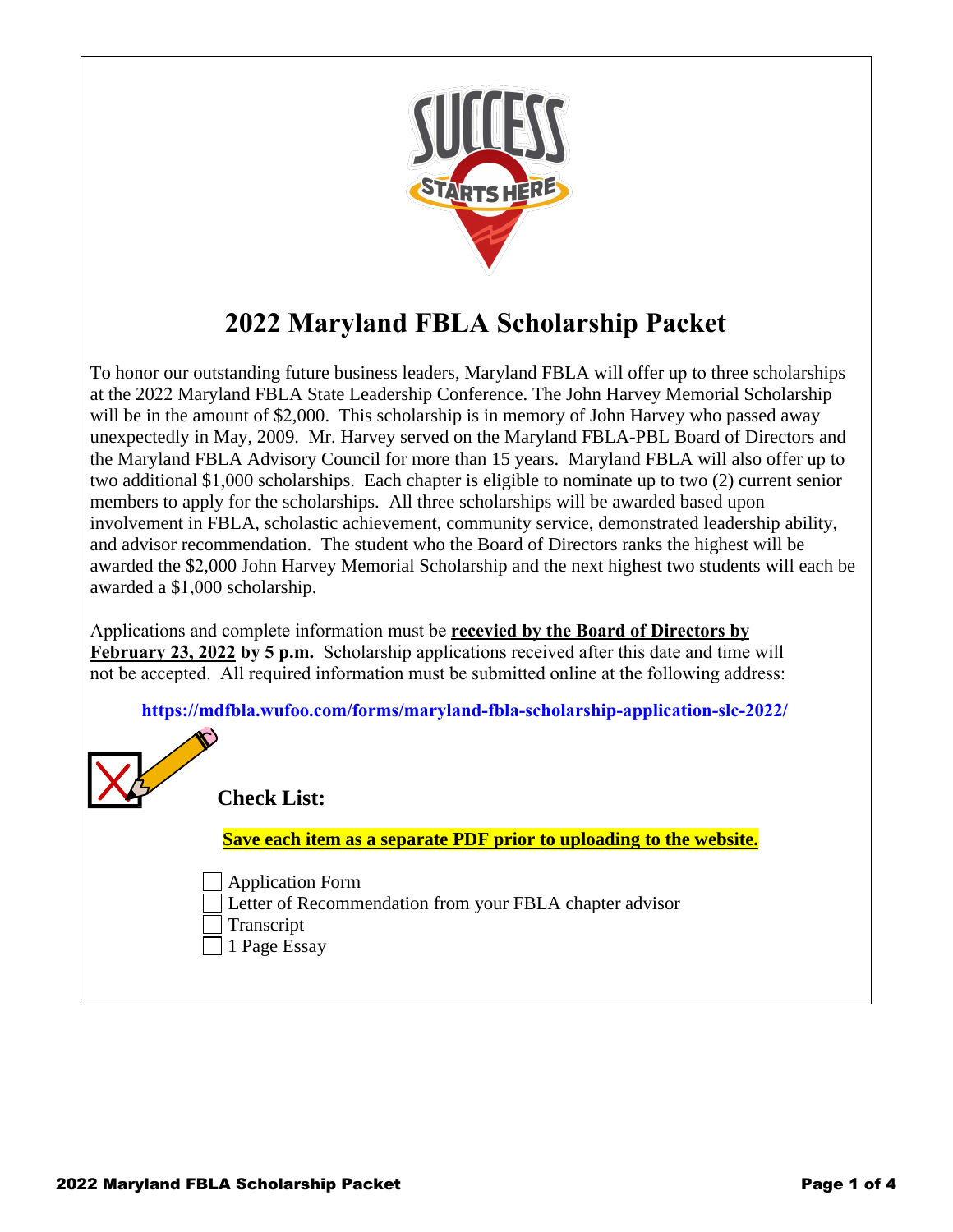# 2022 Maryland FBLA Scholarship Packet

To honor our outstanding future business leaders, Maryland FBLA will offer up to three scholarships at the 2022 Maryland FBLA State Leadership Conference. The John Harvey Memorial Scholarship will be in the amount of $2,000. This scholarship is in memory of John Harvey who passed away unexpectedly in May, 2009. Mr. Harvey served on the Maryland FBLA-PBL Board of Directors and the Maryland FBLA Advisory Council for more than 15 years. Maryland FBLA will also offer up to two additional $1,000 scholarships. Each chapter is eligible to nominate up to two (2) current senior members to apply for the scholarships. All three scholarships will be awarded based upon involvement in FBLA, scholastic achievement, community service, demonstrated leadership ability, and advisor recommendation. The student who the Board of Directors ranks the highest will be awarded the $2,000 John Harvey Memorial Scholarship and the next highest two students will each be awarded a $1,000 scholarship.

Applications and complete information must be **recevied by the Board of Directors by February 23, 2022 by 5 p.m.** Scholarship applications received after this date and time will not be accepted. All required information must be submitted online at the following address:

**https://mdfbla.wufoo.com/forms/maryland-fbla-scholarship-application-slc-2022/**

## Check List:

**Save each item as a separate PDF prior to uploading to the website.**

- [ ] Application Form
- [ ] Letter of Recommendation from your FBLA chapter advisor
- [ ] Transcript
- [ ] 1 Page Essay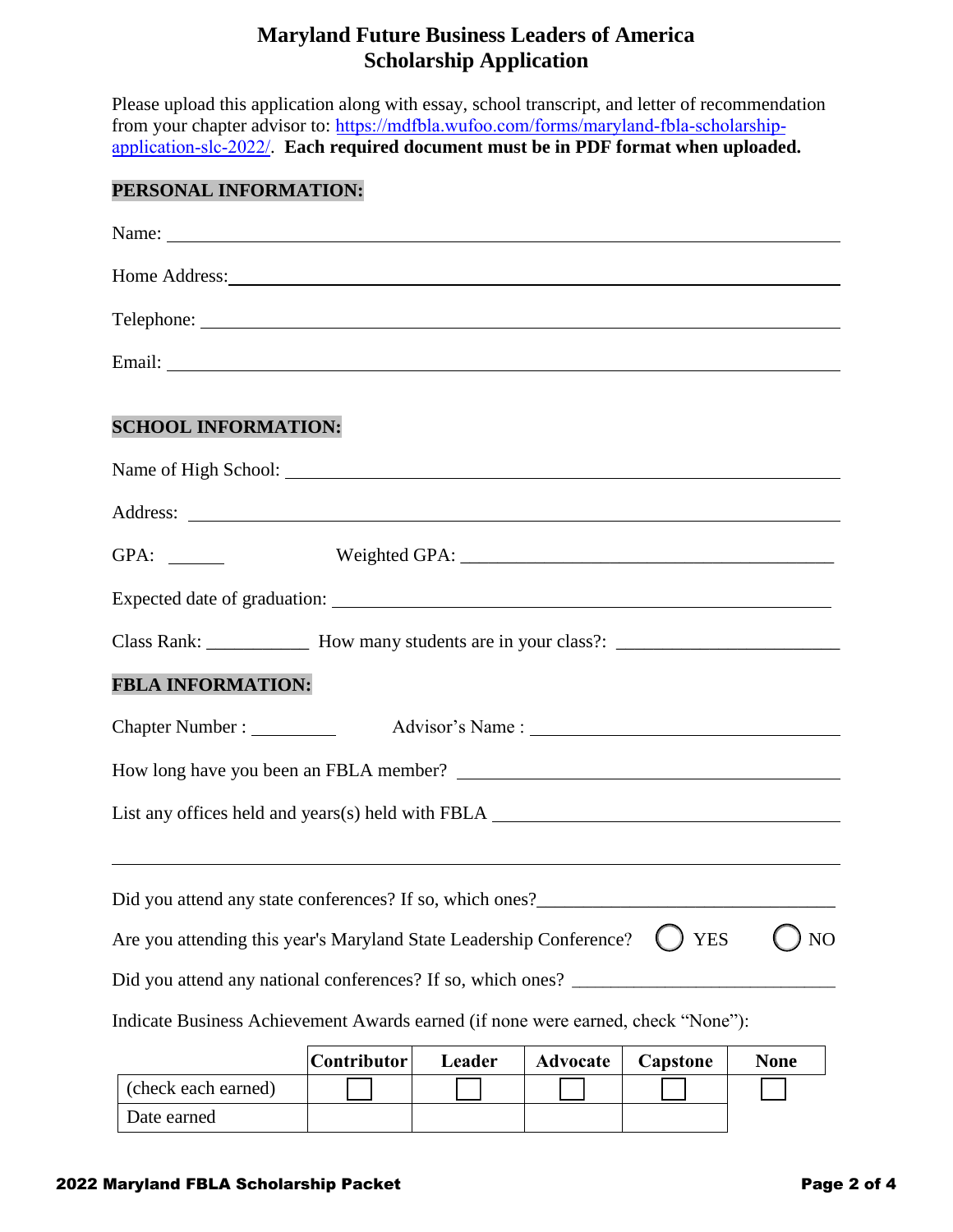# Maryland Future Business Leaders of America
## Scholarship Application

Please upload this application along with essay, school transcript, and letter of recommendation from your chapter advisor to: https://mdfbla.wufoo.com/forms/maryland-fbla-scholarship-application-slc-2022/. **Each required document must be in PDF format when uploaded.**

**PERSONAL INFORMATION:**

Name: ______________________________________________

Home Address: ______________________________________________

Telephone: ______________________________________________

Email: ______________________________________________

**SCHOOL INFORMATION:**

Name of High School: ______________________________________________

Address: ______________________________________________

GPA: ______ Weighted GPA: ______________________________

Expected date of graduation: ______________________________

Class Rank: ___________ How many students are in your class?: ________________________

**FBLA INFORMATION:**

Chapter Number : _________ Advisor's Name : ______________________________

How long have you been an FBLA member? ______________________________

List any offices held and years(s) held with FBLA ______________________________

______________________________________________

Did you attend any state conferences? If so, which ones?________________________________

Are you attending this year's Maryland State Leadership Conference? ◯ YES ◯ NO

Did you attend any national conferences? If so, which ones? ____________________________

Indicate Business Achievement Awards earned (if none were earned, check "None"):

| | Contributor | Leader | Advocate | Capstone | None |
|---|---|---|---|---|---|
| (check each earned) | ☐ | ☐ | ☐ | ☐ | ☐ |
| Date earned | | | | | |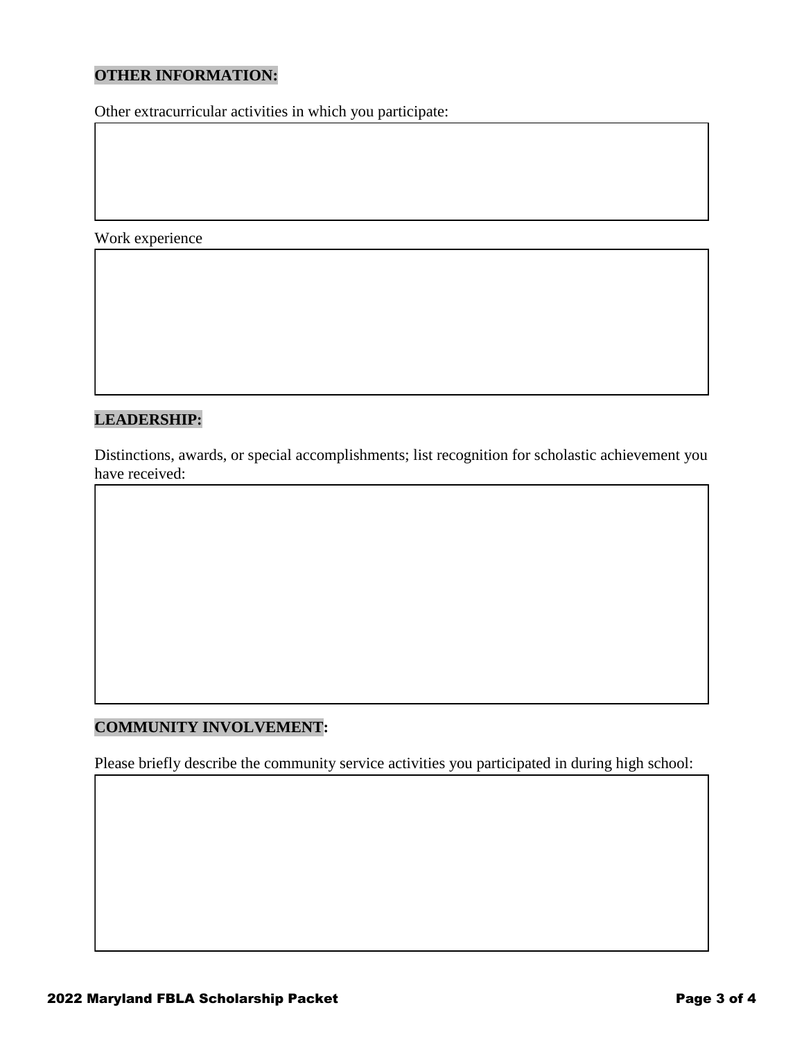**OTHER INFORMATION:**

Other extracurricular activities in which you participate:

Work experience

**LEADERSHIP:**

Distinctions, awards, or special accomplishments; list recognition for scholastic achievement you have received:

**COMMUNITY INVOLVEMENT:**

Please briefly describe the community service activities you participated in during high school: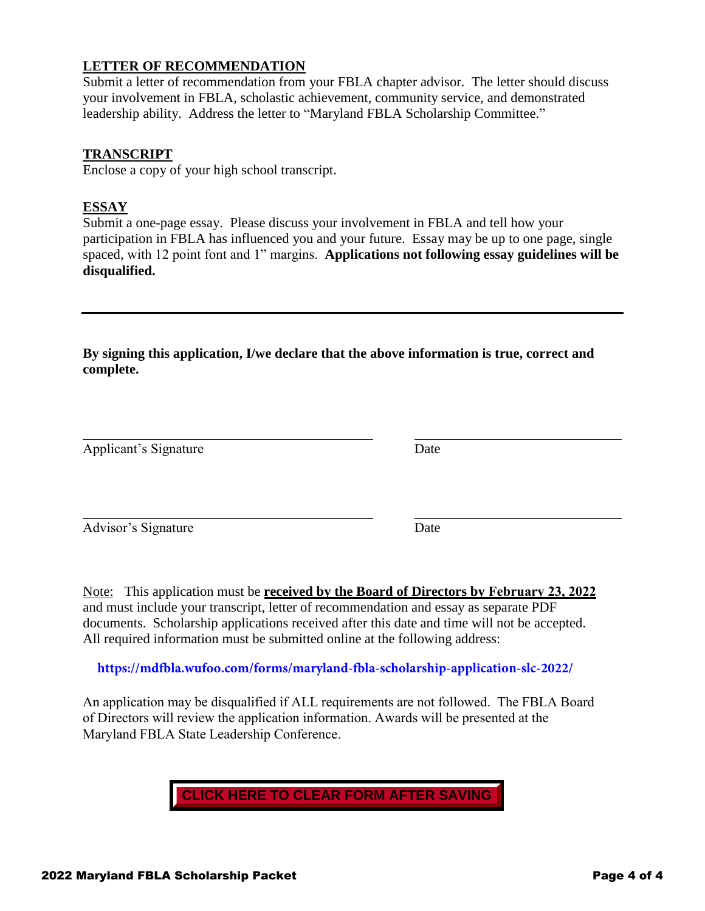## LETTER OF RECOMMENDATION

Submit a letter of recommendation from your FBLA chapter advisor. The letter should discuss your involvement in FBLA, scholastic achievement, community service, and demonstrated leadership ability. Address the letter to "Maryland FBLA Scholarship Committee."

## TRANSCRIPT

Enclose a copy of your high school transcript.

## ESSAY

Submit a one-page essay. Please discuss your involvement in FBLA and tell how your participation in FBLA has influenced you and your future. Essay may be up to one page, single spaced, with 12 point font and 1" margins. **Applications not following essay guidelines will be disqualified.**

---

**By signing this application, I/we declare that the above information is true, correct and complete.**

| | |
|---|---|
| Applicant's Signature | Date |
| Advisor's Signature | Date |

Note: This application must be **received by the Board of Directors by February 23, 2022** and must include your transcript, letter of recommendation and essay as separate PDF documents. Scholarship applications received after this date and time will not be accepted. All required information must be submitted online at the following address:

**https://mdfbla.wufoo.com/forms/maryland-fbla-scholarship-application-slc-2022/**

An application may be disqualified if ALL requirements are not followed. The FBLA Board of Directors will review the application information. Awards will be presented at the Maryland FBLA State Leadership Conference.

**CLICK HERE TO CLEAR FORM AFTER SAVING**